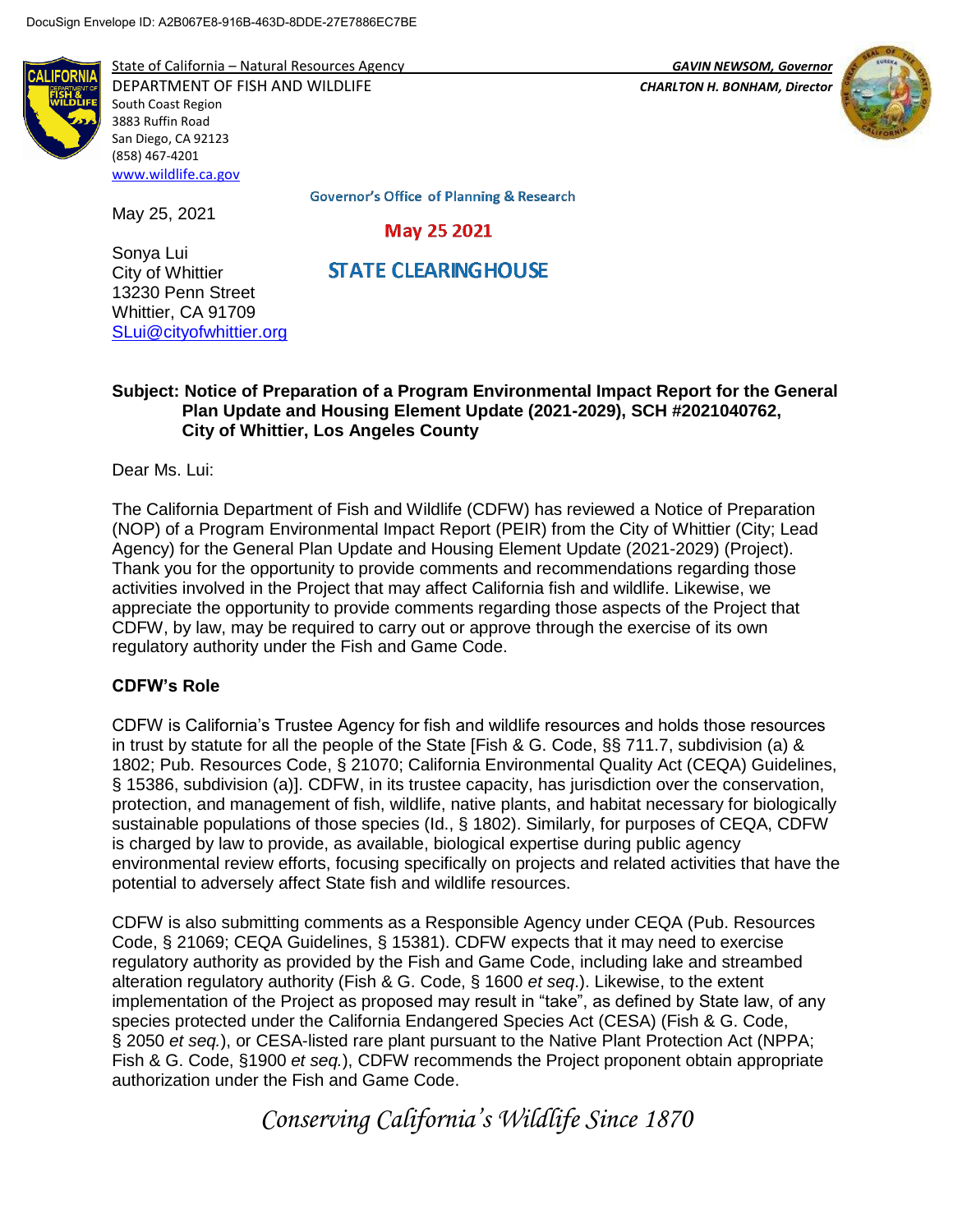DocuSign Envelope ID: A2B067E8-916B-463D-8DDE-27E7886EC7BE

State of California – Natural Resources Agency
DEPARTMENT OF FISH AND WILDLIFE
South Coast Region
3883 Ruffin Road
San Diego, CA 92123
(858) 467-4201
www.wildlife.ca.gov

*GAVIN NEWSOM, Governor*
*CHARLTON H. BONHAM, Director*

Governor's Office of Planning & Research

May 25 2021

STATE CLEARINGHOUSE

May 25, 2021

Sonya Lui
City of Whittier
13230 Penn Street
Whittier, CA 91709
SLui@cityofwhittier.org

**Subject: Notice of Preparation of a Program Environmental Impact Report for the General Plan Update and Housing Element Update (2021-2029), SCH #2021040762, City of Whittier, Los Angeles County**

Dear Ms. Lui:

The California Department of Fish and Wildlife (CDFW) has reviewed a Notice of Preparation (NOP) of a Program Environmental Impact Report (PEIR) from the City of Whittier (City; Lead Agency) for the General Plan Update and Housing Element Update (2021-2029) (Project). Thank you for the opportunity to provide comments and recommendations regarding those activities involved in the Project that may affect California fish and wildlife. Likewise, we appreciate the opportunity to provide comments regarding those aspects of the Project that CDFW, by law, may be required to carry out or approve through the exercise of its own regulatory authority under the Fish and Game Code.

**CDFW's Role**

CDFW is California's Trustee Agency for fish and wildlife resources and holds those resources in trust by statute for all the people of the State [Fish & G. Code, §§ 711.7, subdivision (a) & 1802; Pub. Resources Code, § 21070; California Environmental Quality Act (CEQA) Guidelines, § 15386, subdivision (a)]. CDFW, in its trustee capacity, has jurisdiction over the conservation, protection, and management of fish, wildlife, native plants, and habitat necessary for biologically sustainable populations of those species (Id., § 1802). Similarly, for purposes of CEQA, CDFW is charged by law to provide, as available, biological expertise during public agency environmental review efforts, focusing specifically on projects and related activities that have the potential to adversely affect State fish and wildlife resources.

CDFW is also submitting comments as a Responsible Agency under CEQA (Pub. Resources Code, § 21069; CEQA Guidelines, § 15381). CDFW expects that it may need to exercise regulatory authority as provided by the Fish and Game Code, including lake and streambed alteration regulatory authority (Fish & G. Code, § 1600 *et seq*.). Likewise, to the extent implementation of the Project as proposed may result in "take", as defined by State law, of any species protected under the California Endangered Species Act (CESA) (Fish & G. Code, § 2050 *et seq.*), or CESA-listed rare plant pursuant to the Native Plant Protection Act (NPPA; Fish & G. Code, §1900 *et seq.*), CDFW recommends the Project proponent obtain appropriate authorization under the Fish and Game Code.

*Conserving California's Wildlife Since 1870*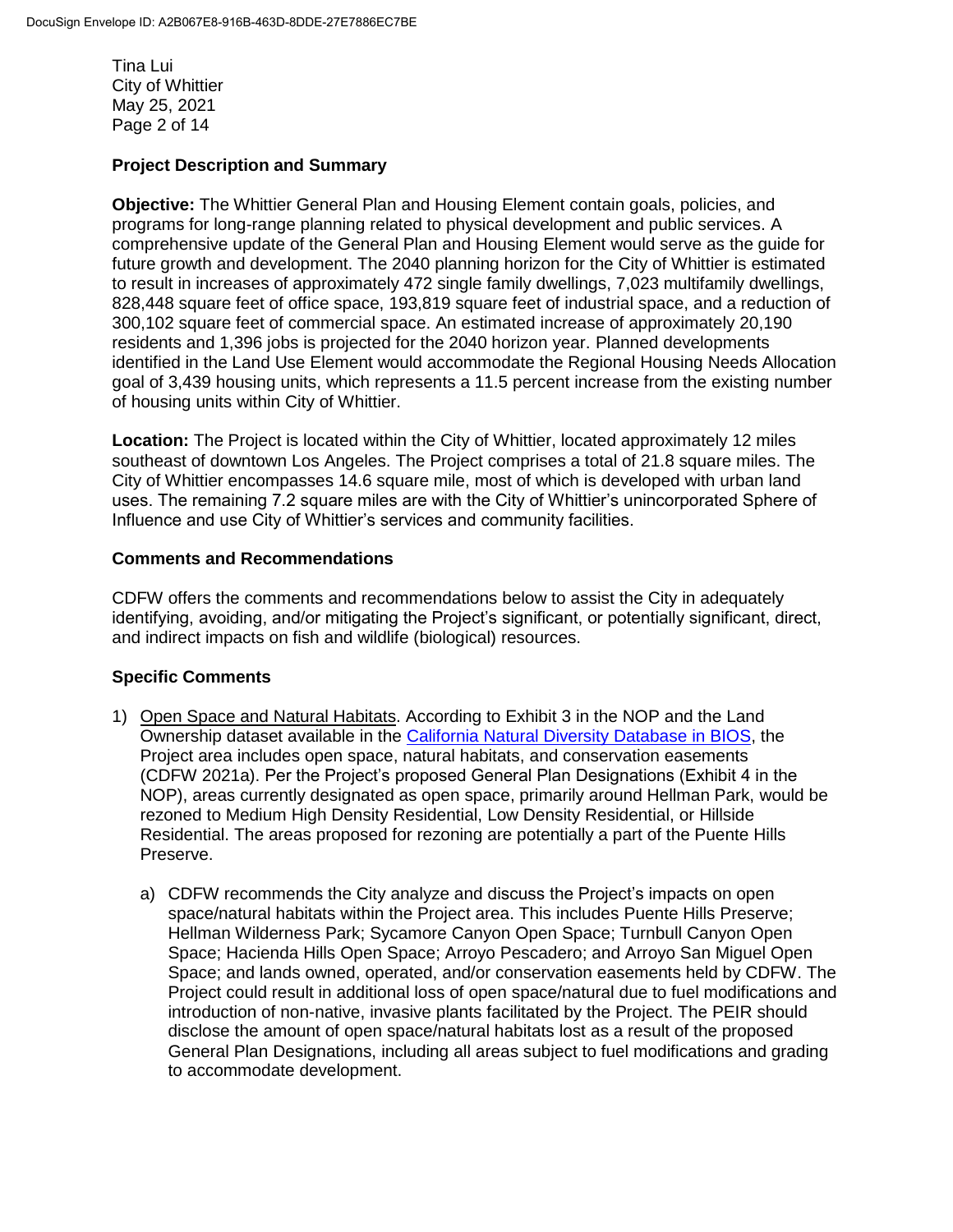**Project Description and Summary**

**Objective:** The Whittier General Plan and Housing Element contain goals, policies, and programs for long-range planning related to physical development and public services. A comprehensive update of the General Plan and Housing Element would serve as the guide for future growth and development. The 2040 planning horizon for the City of Whittier is estimated to result in increases of approximately 472 single family dwellings, 7,023 multifamily dwellings, 828,448 square feet of office space, 193,819 square feet of industrial space, and a reduction of 300,102 square feet of commercial space. An estimated increase of approximately 20,190 residents and 1,396 jobs is projected for the 2040 horizon year. Planned developments identified in the Land Use Element would accommodate the Regional Housing Needs Allocation goal of 3,439 housing units, which represents a 11.5 percent increase from the existing number of housing units within City of Whittier.

**Location:** The Project is located within the City of Whittier, located approximately 12 miles southeast of downtown Los Angeles. The Project comprises a total of 21.8 square miles. The City of Whittier encompasses 14.6 square mile, most of which is developed with urban land uses. The remaining 7.2 square miles are with the City of Whittier's unincorporated Sphere of Influence and use City of Whittier's services and community facilities.

**Comments and Recommendations**

CDFW offers the comments and recommendations below to assist the City in adequately identifying, avoiding, and/or mitigating the Project's significant, or potentially significant, direct, and indirect impacts on fish and wildlife (biological) resources.

**Specific Comments**

1) Open Space and Natural Habitats. According to Exhibit 3 in the NOP and the Land Ownership dataset available in the California Natural Diversity Database in BIOS, the Project area includes open space, natural habitats, and conservation easements (CDFW 2021a). Per the Project's proposed General Plan Designations (Exhibit 4 in the NOP), areas currently designated as open space, primarily around Hellman Park, would be rezoned to Medium High Density Residential, Low Density Residential, or Hillside Residential. The areas proposed for rezoning are potentially a part of the Puente Hills Preserve.

   a) CDFW recommends the City analyze and discuss the Project's impacts on open space/natural habitats within the Project area. This includes Puente Hills Preserve; Hellman Wilderness Park; Sycamore Canyon Open Space; Turnbull Canyon Open Space; Hacienda Hills Open Space; Arroyo Pescadero; and Arroyo San Miguel Open Space; and lands owned, operated, and/or conservation easements held by CDFW. The Project could result in additional loss of open space/natural due to fuel modifications and introduction of non-native, invasive plants facilitated by the Project. The PEIR should disclose the amount of open space/natural habitats lost as a result of the proposed General Plan Designations, including all areas subject to fuel modifications and grading to accommodate development.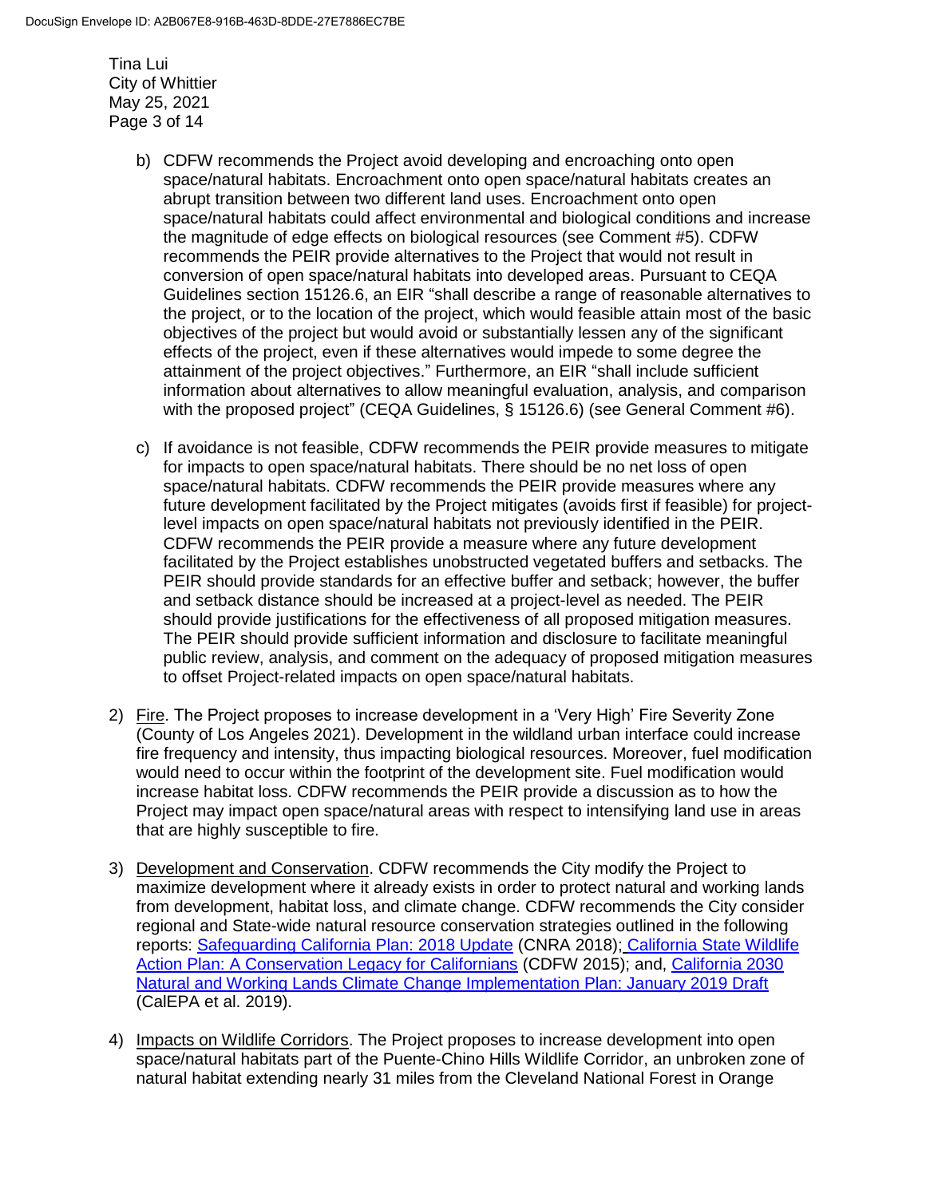b) CDFW recommends the Project avoid developing and encroaching onto open space/natural habitats. Encroachment onto open space/natural habitats creates an abrupt transition between two different land uses. Encroachment onto open space/natural habitats could affect environmental and biological conditions and increase the magnitude of edge effects on biological resources (see Comment #5). CDFW recommends the PEIR provide alternatives to the Project that would not result in conversion of open space/natural habitats into developed areas. Pursuant to CEQA Guidelines section 15126.6, an EIR "shall describe a range of reasonable alternatives to the project, or to the location of the project, which would feasible attain most of the basic objectives of the project but would avoid or substantially lessen any of the significant effects of the project, even if these alternatives would impede to some degree the attainment of the project objectives." Furthermore, an EIR "shall include sufficient information about alternatives to allow meaningful evaluation, analysis, and comparison with the proposed project" (CEQA Guidelines, § 15126.6) (see General Comment #6).

c) If avoidance is not feasible, CDFW recommends the PEIR provide measures to mitigate for impacts to open space/natural habitats. There should be no net loss of open space/natural habitats. CDFW recommends the PEIR provide measures where any future development facilitated by the Project mitigates (avoids first if feasible) for project-level impacts on open space/natural habitats not previously identified in the PEIR. CDFW recommends the PEIR provide a measure where any future development facilitated by the Project establishes unobstructed vegetated buffers and setbacks. The PEIR should provide standards for an effective buffer and setback; however, the buffer and setback distance should be increased at a project-level as needed. The PEIR should provide justifications for the effectiveness of all proposed mitigation measures. The PEIR should provide sufficient information and disclosure to facilitate meaningful public review, analysis, and comment on the adequacy of proposed mitigation measures to offset Project-related impacts on open space/natural habitats.

2) Fire. The Project proposes to increase development in a 'Very High' Fire Severity Zone (County of Los Angeles 2021). Development in the wildland urban interface could increase fire frequency and intensity, thus impacting biological resources. Moreover, fuel modification would need to occur within the footprint of the development site. Fuel modification would increase habitat loss. CDFW recommends the PEIR provide a discussion as to how the Project may impact open space/natural areas with respect to intensifying land use in areas that are highly susceptible to fire.

3) Development and Conservation. CDFW recommends the City modify the Project to maximize development where it already exists in order to protect natural and working lands from development, habitat loss, and climate change. CDFW recommends the City consider regional and State-wide natural resource conservation strategies outlined in the following reports: Safeguarding California Plan: 2018 Update (CNRA 2018); California State Wildlife Action Plan: A Conservation Legacy for Californians (CDFW 2015); and, California 2030 Natural and Working Lands Climate Change Implementation Plan: January 2019 Draft (CalEPA et al. 2019).

4) Impacts on Wildlife Corridors. The Project proposes to increase development into open space/natural habitats part of the Puente-Chino Hills Wildlife Corridor, an unbroken zone of natural habitat extending nearly 31 miles from the Cleveland National Forest in Orange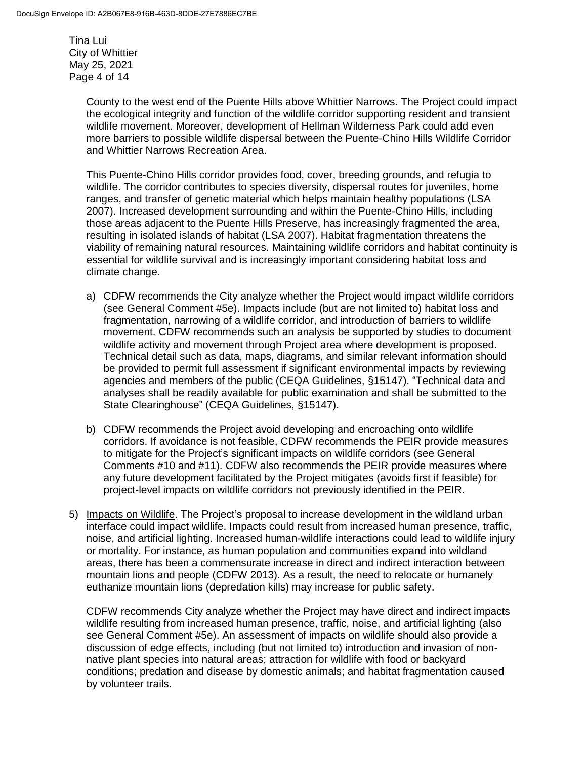County to the west end of the Puente Hills above Whittier Narrows. The Project could impact the ecological integrity and function of the wildlife corridor supporting resident and transient wildlife movement. Moreover, development of Hellman Wilderness Park could add even more barriers to possible wildlife dispersal between the Puente-Chino Hills Wildlife Corridor and Whittier Narrows Recreation Area.

This Puente-Chino Hills corridor provides food, cover, breeding grounds, and refugia to wildlife. The corridor contributes to species diversity, dispersal routes for juveniles, home ranges, and transfer of genetic material which helps maintain healthy populations (LSA 2007). Increased development surrounding and within the Puente-Chino Hills, including those areas adjacent to the Puente Hills Preserve, has increasingly fragmented the area, resulting in isolated islands of habitat (LSA 2007). Habitat fragmentation threatens the viability of remaining natural resources. Maintaining wildlife corridors and habitat continuity is essential for wildlife survival and is increasingly important considering habitat loss and climate change.

a) CDFW recommends the City analyze whether the Project would impact wildlife corridors (see General Comment #5e). Impacts include (but are not limited to) habitat loss and fragmentation, narrowing of a wildlife corridor, and introduction of barriers to wildlife movement. CDFW recommends such an analysis be supported by studies to document wildlife activity and movement through Project area where development is proposed. Technical detail such as data, maps, diagrams, and similar relevant information should be provided to permit full assessment if significant environmental impacts by reviewing agencies and members of the public (CEQA Guidelines, §15147). "Technical data and analyses shall be readily available for public examination and shall be submitted to the State Clearinghouse" (CEQA Guidelines, §15147).

b) CDFW recommends the Project avoid developing and encroaching onto wildlife corridors. If avoidance is not feasible, CDFW recommends the PEIR provide measures to mitigate for the Project's significant impacts on wildlife corridors (see General Comments #10 and #11). CDFW also recommends the PEIR provide measures where any future development facilitated by the Project mitigates (avoids first if feasible) for project-level impacts on wildlife corridors not previously identified in the PEIR.

5) Impacts on Wildlife. The Project's proposal to increase development in the wildland urban interface could impact wildlife. Impacts could result from increased human presence, traffic, noise, and artificial lighting. Increased human-wildlife interactions could lead to wildlife injury or mortality. For instance, as human population and communities expand into wildland areas, there has been a commensurate increase in direct and indirect interaction between mountain lions and people (CDFW 2013). As a result, the need to relocate or humanely euthanize mountain lions (depredation kills) may increase for public safety.

   CDFW recommends City analyze whether the Project may have direct and indirect impacts wildlife resulting from increased human presence, traffic, noise, and artificial lighting (also see General Comment #5e). An assessment of impacts on wildlife should also provide a discussion of edge effects, including (but not limited to) introduction and invasion of non-native plant species into natural areas; attraction for wildlife with food or backyard conditions; predation and disease by domestic animals; and habitat fragmentation caused by volunteer trails.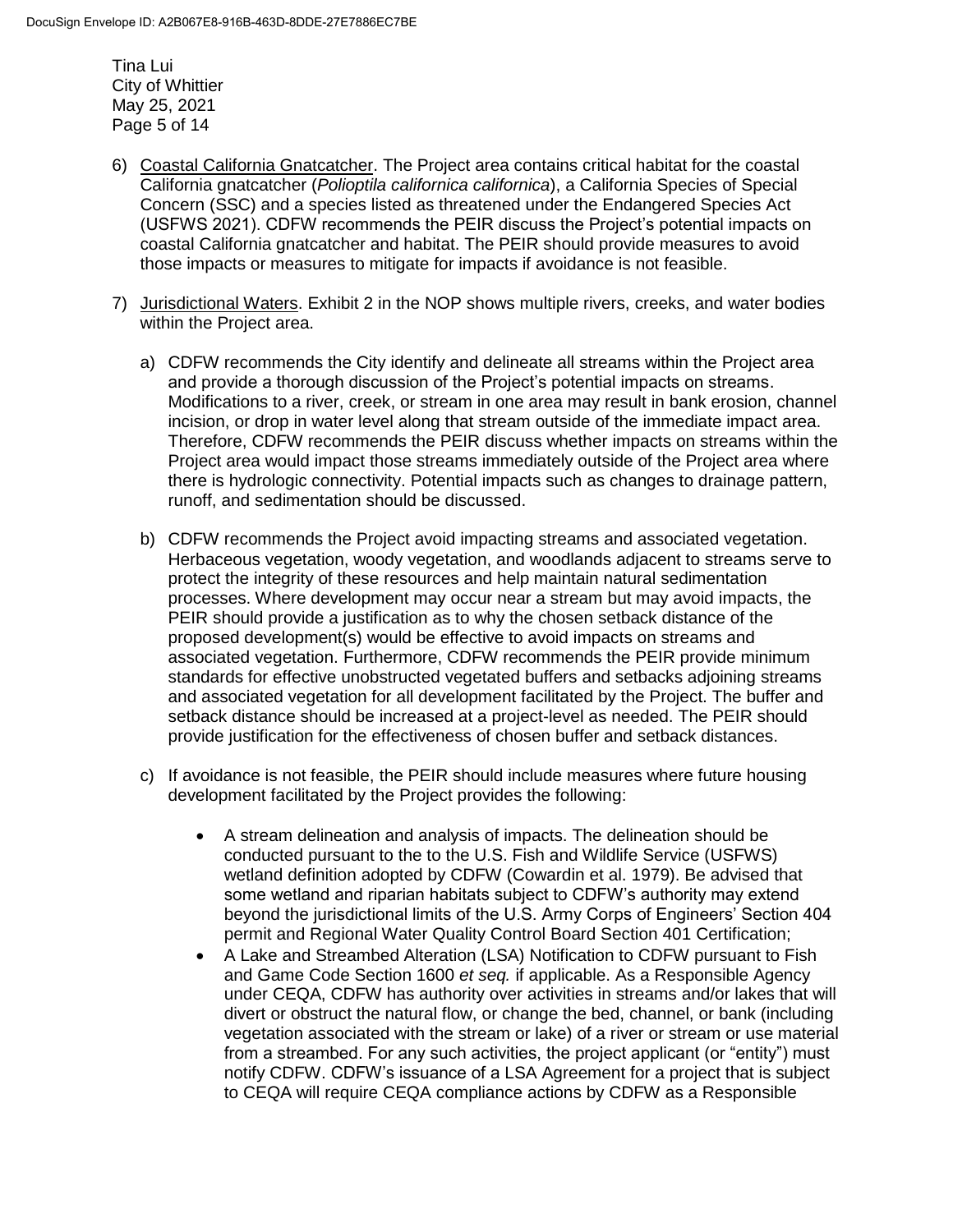6) Coastal California Gnatcatcher. The Project area contains critical habitat for the coastal California gnatcatcher (*Polioptila californica californica*), a California Species of Special Concern (SSC) and a species listed as threatened under the Endangered Species Act (USFWS 2021). CDFW recommends the PEIR discuss the Project's potential impacts on coastal California gnatcatcher and habitat. The PEIR should provide measures to avoid those impacts or measures to mitigate for impacts if avoidance is not feasible.

7) Jurisdictional Waters. Exhibit 2 in the NOP shows multiple rivers, creeks, and water bodies within the Project area.

   a) CDFW recommends the City identify and delineate all streams within the Project area and provide a thorough discussion of the Project's potential impacts on streams. Modifications to a river, creek, or stream in one area may result in bank erosion, channel incision, or drop in water level along that stream outside of the immediate impact area. Therefore, CDFW recommends the PEIR discuss whether impacts on streams within the Project area would impact those streams immediately outside of the Project area where there is hydrologic connectivity. Potential impacts such as changes to drainage pattern, runoff, and sedimentation should be discussed.

   b) CDFW recommends the Project avoid impacting streams and associated vegetation. Herbaceous vegetation, woody vegetation, and woodlands adjacent to streams serve to protect the integrity of these resources and help maintain natural sedimentation processes. Where development may occur near a stream but may avoid impacts, the PEIR should provide a justification as to why the chosen setback distance of the proposed development(s) would be effective to avoid impacts on streams and associated vegetation. Furthermore, CDFW recommends the PEIR provide minimum standards for effective unobstructed vegetated buffers and setbacks adjoining streams and associated vegetation for all development facilitated by the Project. The buffer and setback distance should be increased at a project-level as needed. The PEIR should provide justification for the effectiveness of chosen buffer and setback distances.

   c) If avoidance is not feasible, the PEIR should include measures where future housing development facilitated by the Project provides the following:

      - A stream delineation and analysis of impacts. The delineation should be conducted pursuant to the to the U.S. Fish and Wildlife Service (USFWS) wetland definition adopted by CDFW (Cowardin et al. 1979). Be advised that some wetland and riparian habitats subject to CDFW's authority may extend beyond the jurisdictional limits of the U.S. Army Corps of Engineers' Section 404 permit and Regional Water Quality Control Board Section 401 Certification;
      - A Lake and Streambed Alteration (LSA) Notification to CDFW pursuant to Fish and Game Code Section 1600 *et seq.* if applicable. As a Responsible Agency under CEQA, CDFW has authority over activities in streams and/or lakes that will divert or obstruct the natural flow, or change the bed, channel, or bank (including vegetation associated with the stream or lake) of a river or stream or use material from a streambed. For any such activities, the project applicant (or "entity") must notify CDFW. CDFW's issuance of a LSA Agreement for a project that is subject to CEQA will require CEQA compliance actions by CDFW as a Responsible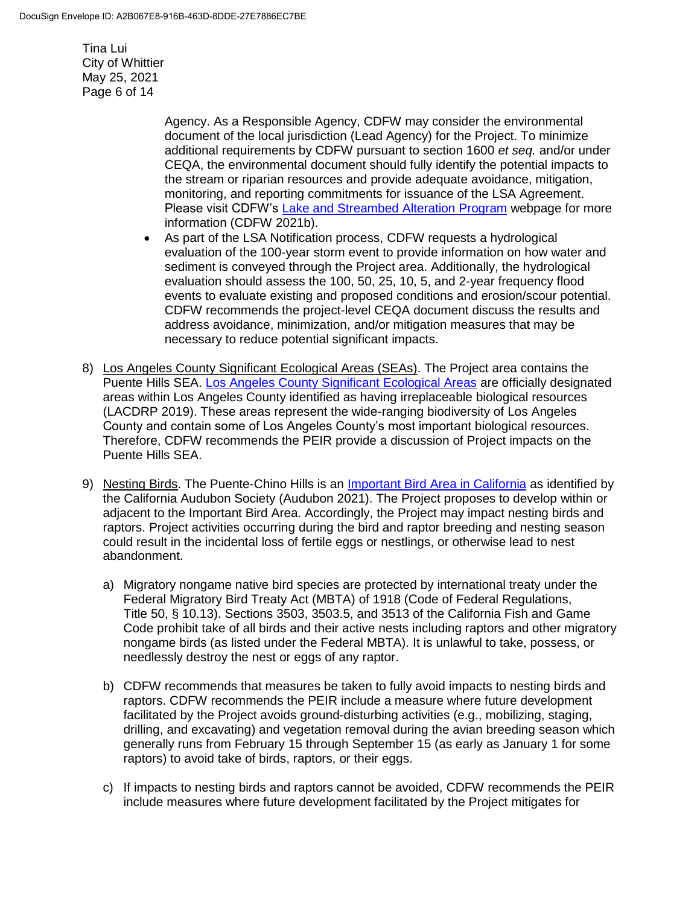Agency. As a Responsible Agency, CDFW may consider the environmental document of the local jurisdiction (Lead Agency) for the Project. To minimize additional requirements by CDFW pursuant to section 1600 *et seq.* and/or under CEQA, the environmental document should fully identify the potential impacts to the stream or riparian resources and provide adequate avoidance, mitigation, monitoring, and reporting commitments for issuance of the LSA Agreement. Please visit CDFW's Lake and Streambed Alteration Program webpage for more information (CDFW 2021b).

- As part of the LSA Notification process, CDFW requests a hydrological evaluation of the 100-year storm event to provide information on how water and sediment is conveyed through the Project area. Additionally, the hydrological evaluation should assess the 100, 50, 25, 10, 5, and 2-year frequency flood events to evaluate existing and proposed conditions and erosion/scour potential. CDFW recommends the project-level CEQA document discuss the results and address avoidance, minimization, and/or mitigation measures that may be necessary to reduce potential significant impacts.

8) Los Angeles County Significant Ecological Areas (SEAs). The Project area contains the Puente Hills SEA. Los Angeles County Significant Ecological Areas are officially designated areas within Los Angeles County identified as having irreplaceable biological resources (LACDRP 2019). These areas represent the wide-ranging biodiversity of Los Angeles County and contain some of Los Angeles County's most important biological resources. Therefore, CDFW recommends the PEIR provide a discussion of Project impacts on the Puente Hills SEA.

9) Nesting Birds. The Puente-Chino Hills is an Important Bird Area in California as identified by the California Audubon Society (Audubon 2021). The Project proposes to develop within or adjacent to the Important Bird Area. Accordingly, the Project may impact nesting birds and raptors. Project activities occurring during the bird and raptor breeding and nesting season could result in the incidental loss of fertile eggs or nestlings, or otherwise lead to nest abandonment.

   a) Migratory nongame native bird species are protected by international treaty under the Federal Migratory Bird Treaty Act (MBTA) of 1918 (Code of Federal Regulations, Title 50, § 10.13). Sections 3503, 3503.5, and 3513 of the California Fish and Game Code prohibit take of all birds and their active nests including raptors and other migratory nongame birds (as listed under the Federal MBTA). It is unlawful to take, possess, or needlessly destroy the nest or eggs of any raptor.

   b) CDFW recommends that measures be taken to fully avoid impacts to nesting birds and raptors. CDFW recommends the PEIR include a measure where future development facilitated by the Project avoids ground-disturbing activities (e.g., mobilizing, staging, drilling, and excavating) and vegetation removal during the avian breeding season which generally runs from February 15 through September 15 (as early as January 1 for some raptors) to avoid take of birds, raptors, or their eggs.

   c) If impacts to nesting birds and raptors cannot be avoided, CDFW recommends the PEIR include measures where future development facilitated by the Project mitigates for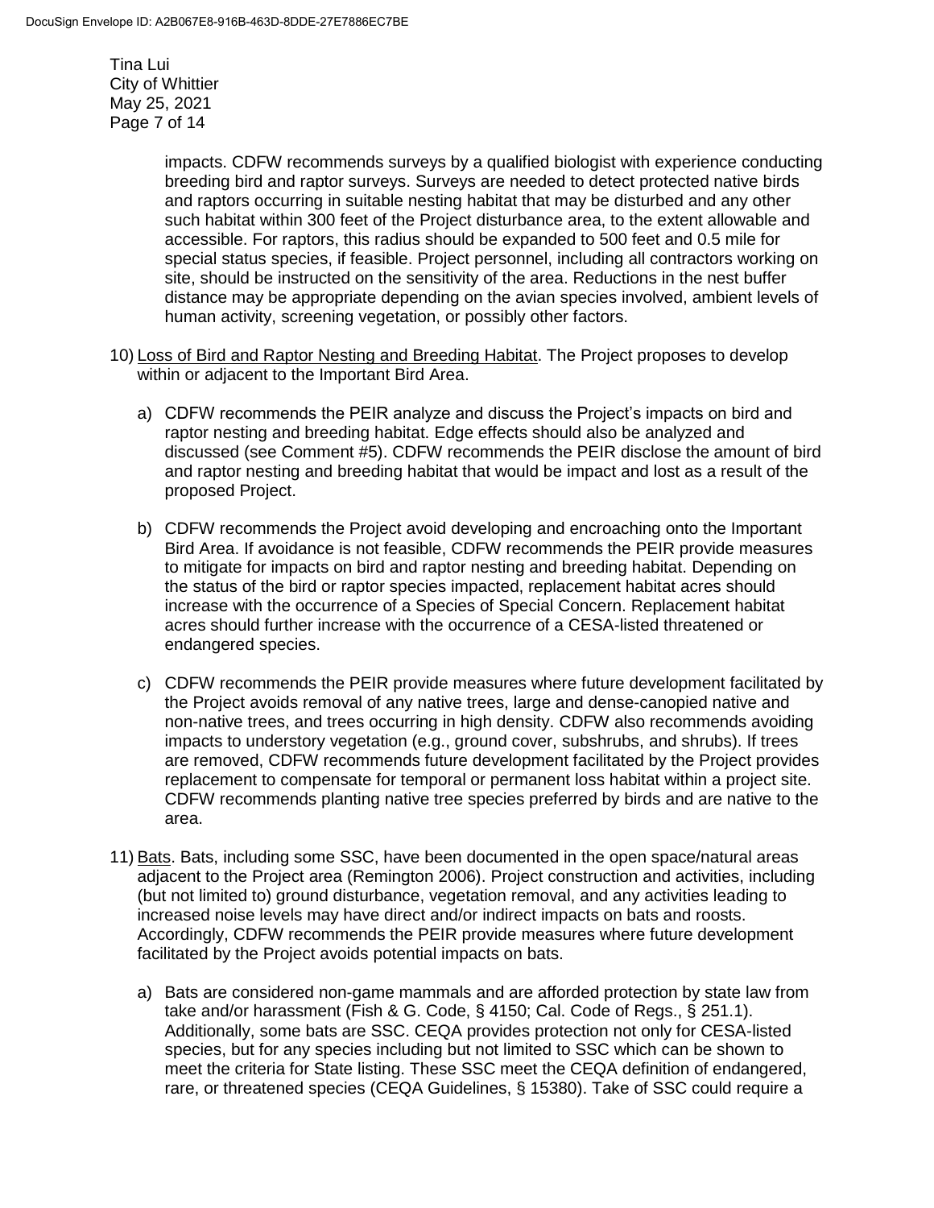impacts. CDFW recommends surveys by a qualified biologist with experience conducting breeding bird and raptor surveys. Surveys are needed to detect protected native birds and raptors occurring in suitable nesting habitat that may be disturbed and any other such habitat within 300 feet of the Project disturbance area, to the extent allowable and accessible. For raptors, this radius should be expanded to 500 feet and 0.5 mile for special status species, if feasible. Project personnel, including all contractors working on site, should be instructed on the sensitivity of the area. Reductions in the nest buffer distance may be appropriate depending on the avian species involved, ambient levels of human activity, screening vegetation, or possibly other factors.

10) Loss of Bird and Raptor Nesting and Breeding Habitat. The Project proposes to develop within or adjacent to the Important Bird Area.

   a) CDFW recommends the PEIR analyze and discuss the Project's impacts on bird and raptor nesting and breeding habitat. Edge effects should also be analyzed and discussed (see Comment #5). CDFW recommends the PEIR disclose the amount of bird and raptor nesting and breeding habitat that would be impact and lost as a result of the proposed Project.

   b) CDFW recommends the Project avoid developing and encroaching onto the Important Bird Area. If avoidance is not feasible, CDFW recommends the PEIR provide measures to mitigate for impacts on bird and raptor nesting and breeding habitat. Depending on the status of the bird or raptor species impacted, replacement habitat acres should increase with the occurrence of a Species of Special Concern. Replacement habitat acres should further increase with the occurrence of a CESA-listed threatened or endangered species.

   c) CDFW recommends the PEIR provide measures where future development facilitated by the Project avoids removal of any native trees, large and dense-canopied native and non-native trees, and trees occurring in high density. CDFW also recommends avoiding impacts to understory vegetation (e.g., ground cover, subshrubs, and shrubs). If trees are removed, CDFW recommends future development facilitated by the Project provides replacement to compensate for temporal or permanent loss habitat within a project site. CDFW recommends planting native tree species preferred by birds and are native to the area.

11) Bats. Bats, including some SSC, have been documented in the open space/natural areas adjacent to the Project area (Remington 2006). Project construction and activities, including (but not limited to) ground disturbance, vegetation removal, and any activities leading to increased noise levels may have direct and/or indirect impacts on bats and roosts. Accordingly, CDFW recommends the PEIR provide measures where future development facilitated by the Project avoids potential impacts on bats.

   a) Bats are considered non-game mammals and are afforded protection by state law from take and/or harassment (Fish & G. Code, § 4150; Cal. Code of Regs., § 251.1). Additionally, some bats are SSC. CEQA provides protection not only for CESA-listed species, but for any species including but not limited to SSC which can be shown to meet the criteria for State listing. These SSC meet the CEQA definition of endangered, rare, or threatened species (CEQA Guidelines, § 15380). Take of SSC could require a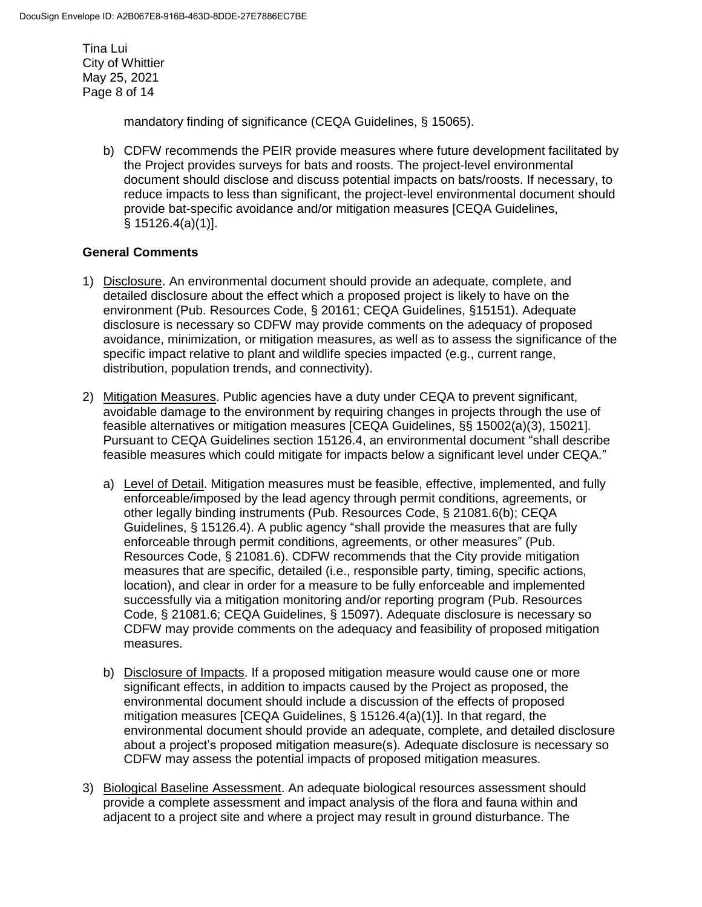mandatory finding of significance (CEQA Guidelines, § 15065).

b) CDFW recommends the PEIR provide measures where future development facilitated by the Project provides surveys for bats and roosts. The project-level environmental document should disclose and discuss potential impacts on bats/roosts. If necessary, to reduce impacts to less than significant, the project-level environmental document should provide bat-specific avoidance and/or mitigation measures [CEQA Guidelines, § 15126.4(a)(1)].

**General Comments**

1) Disclosure. An environmental document should provide an adequate, complete, and detailed disclosure about the effect which a proposed project is likely to have on the environment (Pub. Resources Code, § 20161; CEQA Guidelines, §15151). Adequate disclosure is necessary so CDFW may provide comments on the adequacy of proposed avoidance, minimization, or mitigation measures, as well as to assess the significance of the specific impact relative to plant and wildlife species impacted (e.g., current range, distribution, population trends, and connectivity).

2) Mitigation Measures. Public agencies have a duty under CEQA to prevent significant, avoidable damage to the environment by requiring changes in projects through the use of feasible alternatives or mitigation measures [CEQA Guidelines, §§ 15002(a)(3), 15021]. Pursuant to CEQA Guidelines section 15126.4, an environmental document "shall describe feasible measures which could mitigate for impacts below a significant level under CEQA."

   a) Level of Detail. Mitigation measures must be feasible, effective, implemented, and fully enforceable/imposed by the lead agency through permit conditions, agreements, or other legally binding instruments (Pub. Resources Code, § 21081.6(b); CEQA Guidelines, § 15126.4). A public agency "shall provide the measures that are fully enforceable through permit conditions, agreements, or other measures" (Pub. Resources Code, § 21081.6). CDFW recommends that the City provide mitigation measures that are specific, detailed (i.e., responsible party, timing, specific actions, location), and clear in order for a measure to be fully enforceable and implemented successfully via a mitigation monitoring and/or reporting program (Pub. Resources Code, § 21081.6; CEQA Guidelines, § 15097). Adequate disclosure is necessary so CDFW may provide comments on the adequacy and feasibility of proposed mitigation measures.

   b) Disclosure of Impacts. If a proposed mitigation measure would cause one or more significant effects, in addition to impacts caused by the Project as proposed, the environmental document should include a discussion of the effects of proposed mitigation measures [CEQA Guidelines, § 15126.4(a)(1)]. In that regard, the environmental document should provide an adequate, complete, and detailed disclosure about a project's proposed mitigation measure(s). Adequate disclosure is necessary so CDFW may assess the potential impacts of proposed mitigation measures.

3) Biological Baseline Assessment. An adequate biological resources assessment should provide a complete assessment and impact analysis of the flora and fauna within and adjacent to a project site and where a project may result in ground disturbance. The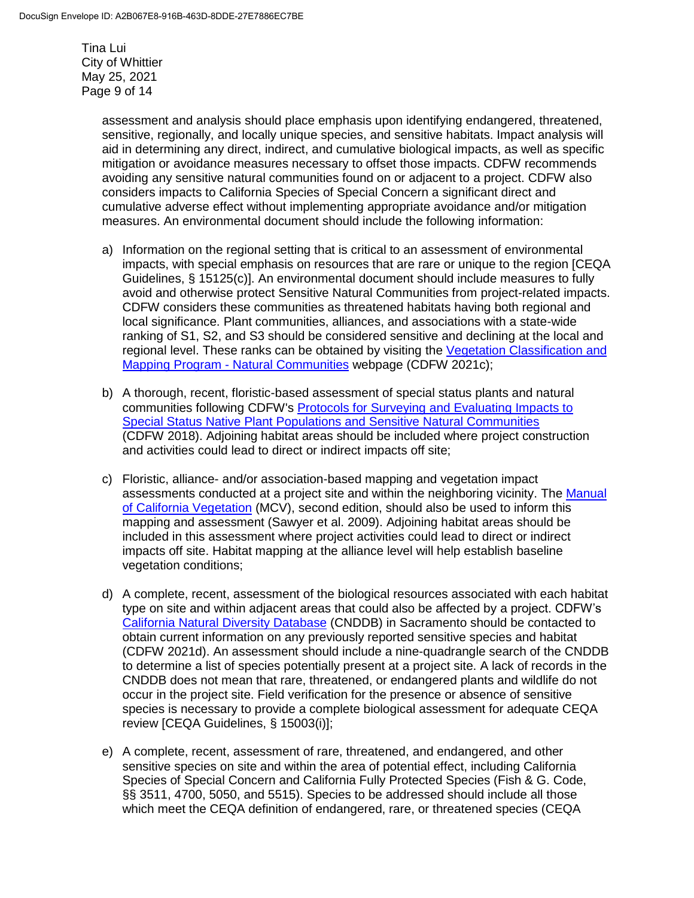assessment and analysis should place emphasis upon identifying endangered, threatened, sensitive, regionally, and locally unique species, and sensitive habitats. Impact analysis will aid in determining any direct, indirect, and cumulative biological impacts, as well as specific mitigation or avoidance measures necessary to offset those impacts. CDFW recommends avoiding any sensitive natural communities found on or adjacent to a project. CDFW also considers impacts to California Species of Special Concern a significant direct and cumulative adverse effect without implementing appropriate avoidance and/or mitigation measures. An environmental document should include the following information:

a) Information on the regional setting that is critical to an assessment of environmental impacts, with special emphasis on resources that are rare or unique to the region [CEQA Guidelines, § 15125(c)]. An environmental document should include measures to fully avoid and otherwise protect Sensitive Natural Communities from project-related impacts. CDFW considers these communities as threatened habitats having both regional and local significance. Plant communities, alliances, and associations with a state-wide ranking of S1, S2, and S3 should be considered sensitive and declining at the local and regional level. These ranks can be obtained by visiting the Vegetation Classification and Mapping Program - Natural Communities webpage (CDFW 2021c);

b) A thorough, recent, floristic-based assessment of special status plants and natural communities following CDFW's Protocols for Surveying and Evaluating Impacts to Special Status Native Plant Populations and Sensitive Natural Communities (CDFW 2018). Adjoining habitat areas should be included where project construction and activities could lead to direct or indirect impacts off site;

c) Floristic, alliance- and/or association-based mapping and vegetation impact assessments conducted at a project site and within the neighboring vicinity. The Manual of California Vegetation (MCV), second edition, should also be used to inform this mapping and assessment (Sawyer et al. 2009). Adjoining habitat areas should be included in this assessment where project activities could lead to direct or indirect impacts off site. Habitat mapping at the alliance level will help establish baseline vegetation conditions;

d) A complete, recent, assessment of the biological resources associated with each habitat type on site and within adjacent areas that could also be affected by a project. CDFW's California Natural Diversity Database (CNDDB) in Sacramento should be contacted to obtain current information on any previously reported sensitive species and habitat (CDFW 2021d). An assessment should include a nine-quadrangle search of the CNDDB to determine a list of species potentially present at a project site. A lack of records in the CNDDB does not mean that rare, threatened, or endangered plants and wildlife do not occur in the project site. Field verification for the presence or absence of sensitive species is necessary to provide a complete biological assessment for adequate CEQA review [CEQA Guidelines, § 15003(i)];

e) A complete, recent, assessment of rare, threatened, and endangered, and other sensitive species on site and within the area of potential effect, including California Species of Special Concern and California Fully Protected Species (Fish & G. Code, §§ 3511, 4700, 5050, and 5515). Species to be addressed should include all those which meet the CEQA definition of endangered, rare, or threatened species (CEQA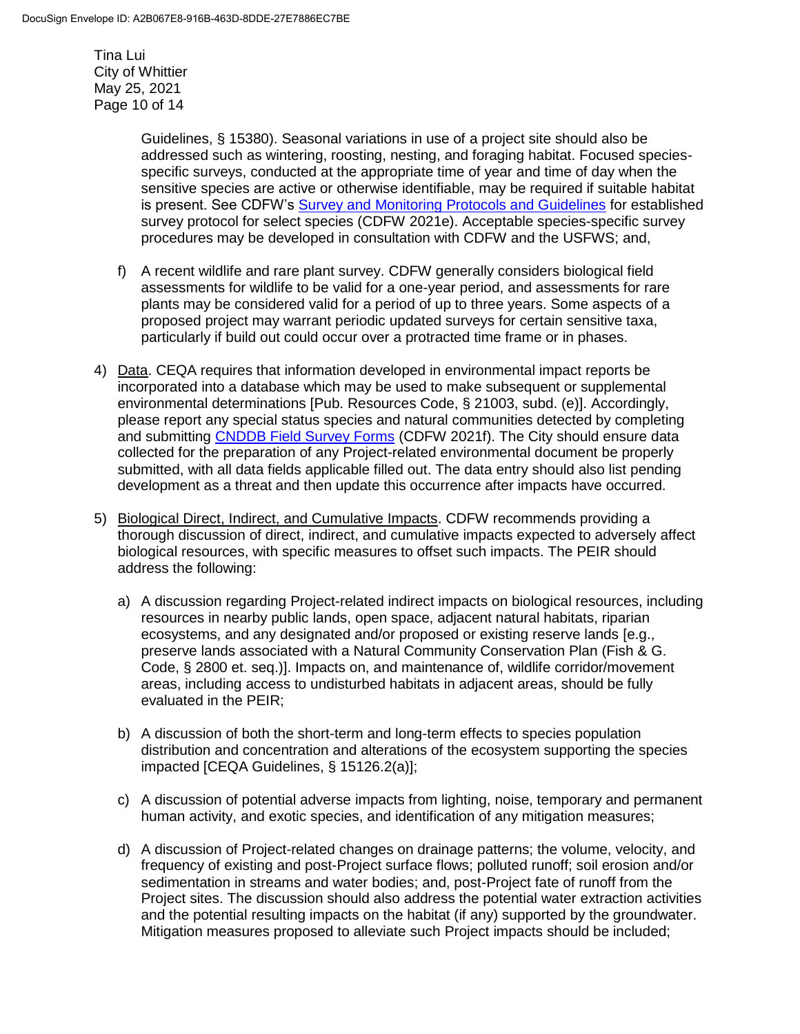Guidelines, § 15380). Seasonal variations in use of a project site should also be addressed such as wintering, roosting, nesting, and foraging habitat. Focused species-specific surveys, conducted at the appropriate time of year and time of day when the sensitive species are active or otherwise identifiable, may be required if suitable habitat is present. See CDFW's [Survey and Monitoring Protocols and Guidelines] for established survey protocol for select species (CDFW 2021e). Acceptable species-specific survey procedures may be developed in consultation with CDFW and the USFWS; and,

f) A recent wildlife and rare plant survey. CDFW generally considers biological field assessments for wildlife to be valid for a one-year period, and assessments for rare plants may be considered valid for a period of up to three years. Some aspects of a proposed project may warrant periodic updated surveys for certain sensitive taxa, particularly if build out could occur over a protracted time frame or in phases.

4) Data. CEQA requires that information developed in environmental impact reports be incorporated into a database which may be used to make subsequent or supplemental environmental determinations [Pub. Resources Code, § 21003, subd. (e)]. Accordingly, please report any special status species and natural communities detected by completing and submitting CNDDB Field Survey Forms (CDFW 2021f). The City should ensure data collected for the preparation of any Project-related environmental document be properly submitted, with all data fields applicable filled out. The data entry should also list pending development as a threat and then update this occurrence after impacts have occurred.

5) Biological Direct, Indirect, and Cumulative Impacts. CDFW recommends providing a thorough discussion of direct, indirect, and cumulative impacts expected to adversely affect biological resources, with specific measures to offset such impacts. The PEIR should address the following:

   a) A discussion regarding Project-related indirect impacts on biological resources, including resources in nearby public lands, open space, adjacent natural habitats, riparian ecosystems, and any designated and/or proposed or existing reserve lands [e.g., preserve lands associated with a Natural Community Conservation Plan (Fish & G. Code, § 2800 et. seq.)]. Impacts on, and maintenance of, wildlife corridor/movement areas, including access to undisturbed habitats in adjacent areas, should be fully evaluated in the PEIR;

   b) A discussion of both the short-term and long-term effects to species population distribution and concentration and alterations of the ecosystem supporting the species impacted [CEQA Guidelines, § 15126.2(a)];

   c) A discussion of potential adverse impacts from lighting, noise, temporary and permanent human activity, and exotic species, and identification of any mitigation measures;

   d) A discussion of Project-related changes on drainage patterns; the volume, velocity, and frequency of existing and post-Project surface flows; polluted runoff; soil erosion and/or sedimentation in streams and water bodies; and, post-Project fate of runoff from the Project sites. The discussion should also address the potential water extraction activities and the potential resulting impacts on the habitat (if any) supported by the groundwater. Mitigation measures proposed to alleviate such Project impacts should be included;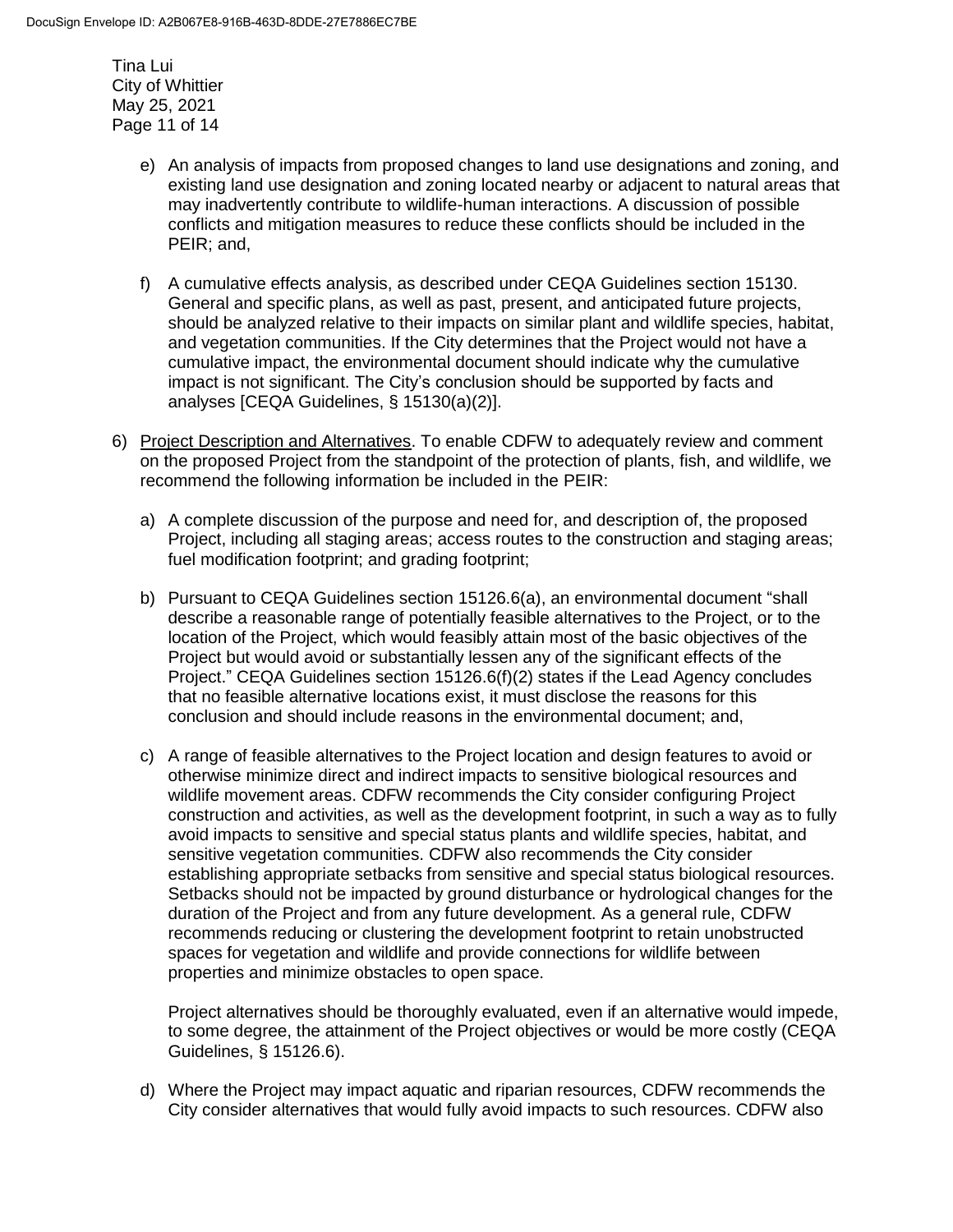e) An analysis of impacts from proposed changes to land use designations and zoning, and existing land use designation and zoning located nearby or adjacent to natural areas that may inadvertently contribute to wildlife-human interactions. A discussion of possible conflicts and mitigation measures to reduce these conflicts should be included in the PEIR; and,

f) A cumulative effects analysis, as described under CEQA Guidelines section 15130. General and specific plans, as well as past, present, and anticipated future projects, should be analyzed relative to their impacts on similar plant and wildlife species, habitat, and vegetation communities. If the City determines that the Project would not have a cumulative impact, the environmental document should indicate why the cumulative impact is not significant. The City's conclusion should be supported by facts and analyses [CEQA Guidelines, § 15130(a)(2)].

6) Project Description and Alternatives. To enable CDFW to adequately review and comment on the proposed Project from the standpoint of the protection of plants, fish, and wildlife, we recommend the following information be included in the PEIR:

   a) A complete discussion of the purpose and need for, and description of, the proposed Project, including all staging areas; access routes to the construction and staging areas; fuel modification footprint; and grading footprint;

   b) Pursuant to CEQA Guidelines section 15126.6(a), an environmental document "shall describe a reasonable range of potentially feasible alternatives to the Project, or to the location of the Project, which would feasibly attain most of the basic objectives of the Project but would avoid or substantially lessen any of the significant effects of the Project." CEQA Guidelines section 15126.6(f)(2) states if the Lead Agency concludes that no feasible alternative locations exist, it must disclose the reasons for this conclusion and should include reasons in the environmental document; and,

   c) A range of feasible alternatives to the Project location and design features to avoid or otherwise minimize direct and indirect impacts to sensitive biological resources and wildlife movement areas. CDFW recommends the City consider configuring Project construction and activities, as well as the development footprint, in such a way as to fully avoid impacts to sensitive and special status plants and wildlife species, habitat, and sensitive vegetation communities. CDFW also recommends the City consider establishing appropriate setbacks from sensitive and special status biological resources. Setbacks should not be impacted by ground disturbance or hydrological changes for the duration of the Project and from any future development. As a general rule, CDFW recommends reducing or clustering the development footprint to retain unobstructed spaces for vegetation and wildlife and provide connections for wildlife between properties and minimize obstacles to open space.

      Project alternatives should be thoroughly evaluated, even if an alternative would impede, to some degree, the attainment of the Project objectives or would be more costly (CEQA Guidelines, § 15126.6).

   d) Where the Project may impact aquatic and riparian resources, CDFW recommends the City consider alternatives that would fully avoid impacts to such resources. CDFW also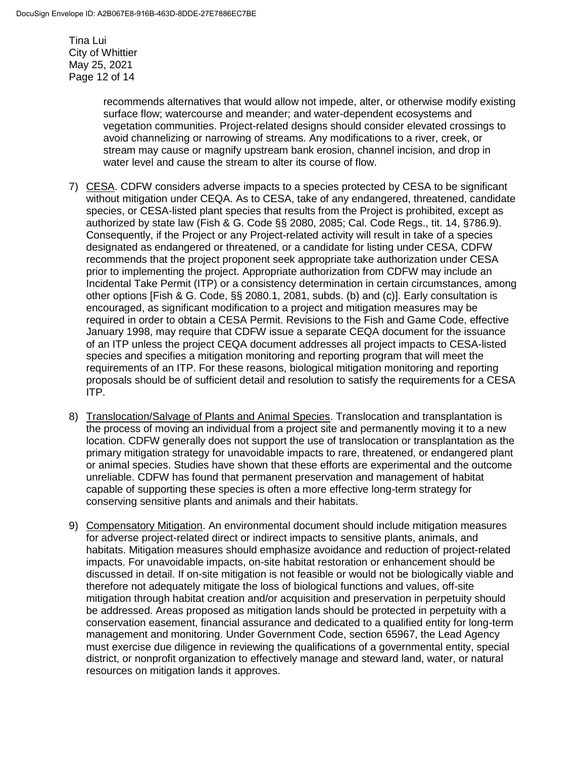recommends alternatives that would allow not impede, alter, or otherwise modify existing surface flow; watercourse and meander; and water-dependent ecosystems and vegetation communities. Project-related designs should consider elevated crossings to avoid channelizing or narrowing of streams. Any modifications to a river, creek, or stream may cause or magnify upstream bank erosion, channel incision, and drop in water level and cause the stream to alter its course of flow.

7) CESA. CDFW considers adverse impacts to a species protected by CESA to be significant without mitigation under CEQA. As to CESA, take of any endangered, threatened, candidate species, or CESA-listed plant species that results from the Project is prohibited, except as authorized by state law (Fish & G. Code §§ 2080, 2085; Cal. Code Regs., tit. 14, §786.9). Consequently, if the Project or any Project-related activity will result in take of a species designated as endangered or threatened, or a candidate for listing under CESA, CDFW recommends that the project proponent seek appropriate take authorization under CESA prior to implementing the project. Appropriate authorization from CDFW may include an Incidental Take Permit (ITP) or a consistency determination in certain circumstances, among other options [Fish & G. Code, §§ 2080.1, 2081, subds. (b) and (c)]. Early consultation is encouraged, as significant modification to a project and mitigation measures may be required in order to obtain a CESA Permit. Revisions to the Fish and Game Code, effective January 1998, may require that CDFW issue a separate CEQA document for the issuance of an ITP unless the project CEQA document addresses all project impacts to CESA-listed species and specifies a mitigation monitoring and reporting program that will meet the requirements of an ITP. For these reasons, biological mitigation monitoring and reporting proposals should be of sufficient detail and resolution to satisfy the requirements for a CESA ITP.

8) Translocation/Salvage of Plants and Animal Species. Translocation and transplantation is the process of moving an individual from a project site and permanently moving it to a new location. CDFW generally does not support the use of translocation or transplantation as the primary mitigation strategy for unavoidable impacts to rare, threatened, or endangered plant or animal species. Studies have shown that these efforts are experimental and the outcome unreliable. CDFW has found that permanent preservation and management of habitat capable of supporting these species is often a more effective long-term strategy for conserving sensitive plants and animals and their habitats.

9) Compensatory Mitigation. An environmental document should include mitigation measures for adverse project-related direct or indirect impacts to sensitive plants, animals, and habitats. Mitigation measures should emphasize avoidance and reduction of project-related impacts. For unavoidable impacts, on-site habitat restoration or enhancement should be discussed in detail. If on-site mitigation is not feasible or would not be biologically viable and therefore not adequately mitigate the loss of biological functions and values, off-site mitigation through habitat creation and/or acquisition and preservation in perpetuity should be addressed. Areas proposed as mitigation lands should be protected in perpetuity with a conservation easement, financial assurance and dedicated to a qualified entity for long-term management and monitoring. Under Government Code, section 65967, the Lead Agency must exercise due diligence in reviewing the qualifications of a governmental entity, special district, or nonprofit organization to effectively manage and steward land, water, or natural resources on mitigation lands it approves.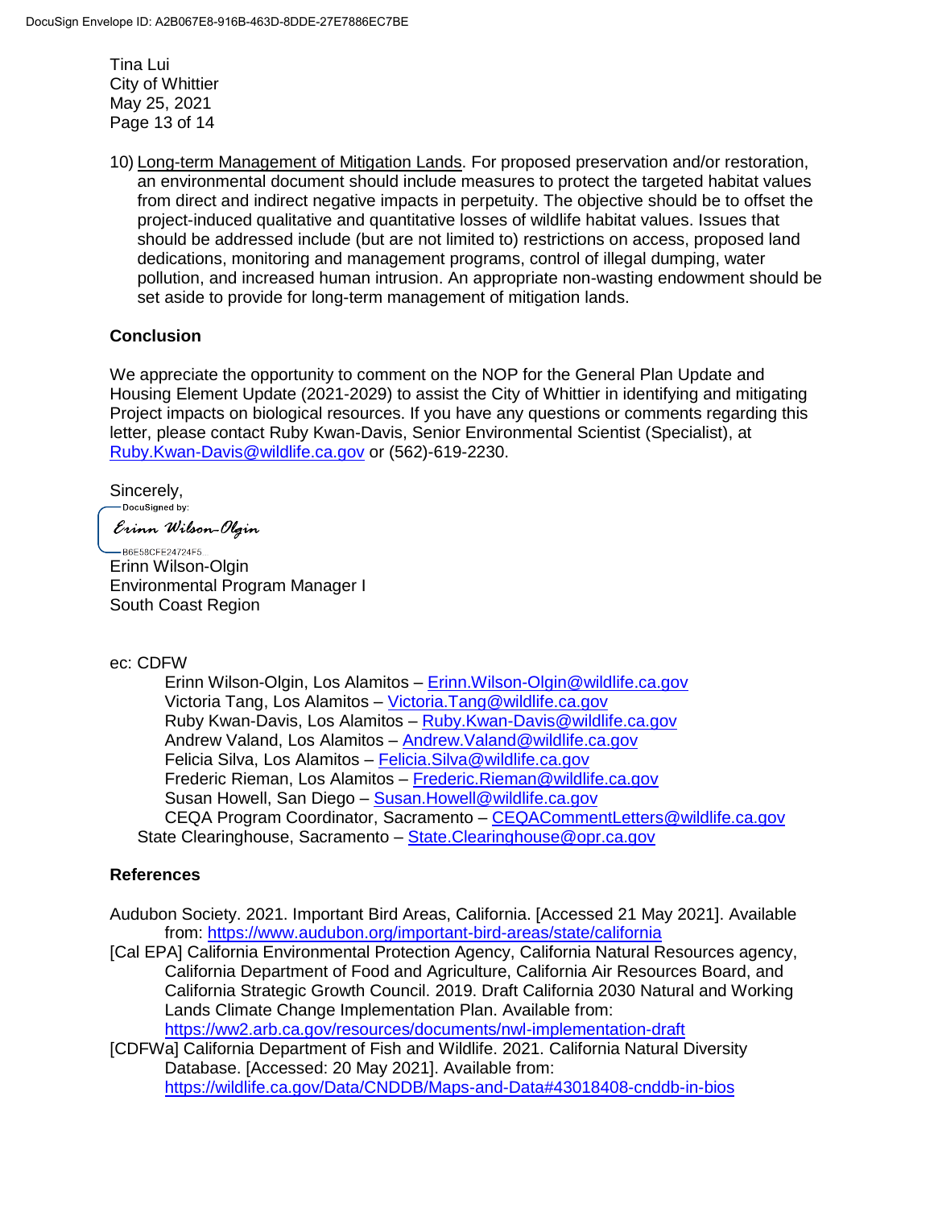10) Long-term Management of Mitigation Lands. For proposed preservation and/or restoration, an environmental document should include measures to protect the targeted habitat values from direct and indirect negative impacts in perpetuity. The objective should be to offset the project-induced qualitative and quantitative losses of wildlife habitat values. Issues that should be addressed include (but are not limited to) restrictions on access, proposed land dedications, monitoring and management programs, control of illegal dumping, water pollution, and increased human intrusion. An appropriate non-wasting endowment should be set aside to provide for long-term management of mitigation lands.

## Conclusion

We appreciate the opportunity to comment on the NOP for the General Plan Update and Housing Element Update (2021-2029) to assist the City of Whittier in identifying and mitigating Project impacts on biological resources. If you have any questions or comments regarding this letter, please contact Ruby Kwan-Davis, Senior Environmental Scientist (Specialist), at Ruby.Kwan-Davis@wildlife.ca.gov or (562)-619-2230.

Sincerely,

DocuSigned by:
Erinn Wilson-Olgin
B6E58CFE24724F5...

Erinn Wilson-Olgin
Environmental Program Manager I
South Coast Region

ec: CDFW
- Erinn Wilson-Olgin, Los Alamitos – Erinn.Wilson-Olgin@wildlife.ca.gov
- Victoria Tang, Los Alamitos – Victoria.Tang@wildlife.ca.gov
- Ruby Kwan-Davis, Los Alamitos – Ruby.Kwan-Davis@wildlife.ca.gov
- Andrew Valand, Los Alamitos – Andrew.Valand@wildlife.ca.gov
- Felicia Silva, Los Alamitos – Felicia.Silva@wildlife.ca.gov
- Frederic Rieman, Los Alamitos – Frederic.Rieman@wildlife.ca.gov
- Susan Howell, San Diego – Susan.Howell@wildlife.ca.gov
- CEQA Program Coordinator, Sacramento – CEQACommentLetters@wildlife.ca.gov

State Clearinghouse, Sacramento – State.Clearinghouse@opr.ca.gov

## References

Audubon Society. 2021. Important Bird Areas, California. [Accessed 21 May 2021]. Available from: https://www.audubon.org/important-bird-areas/state/california

[Cal EPA] California Environmental Protection Agency, California Natural Resources agency, California Department of Food and Agriculture, California Air Resources Board, and California Strategic Growth Council. 2019. Draft California 2030 Natural and Working Lands Climate Change Implementation Plan. Available from: https://ww2.arb.ca.gov/resources/documents/nwl-implementation-draft

[CDFWa] California Department of Fish and Wildlife. 2021. California Natural Diversity Database. [Accessed: 20 May 2021]. Available from: https://wildlife.ca.gov/Data/CNDDB/Maps-and-Data#43018408-cnddb-in-bios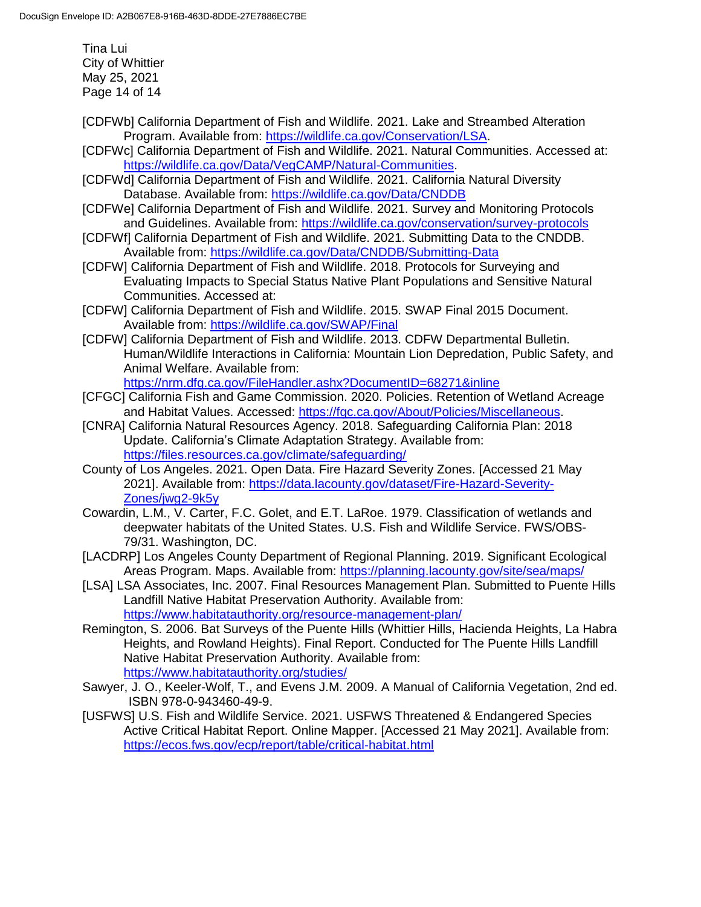[CDFWb] California Department of Fish and Wildlife. 2021. Lake and Streambed Alteration Program. Available from: https://wildlife.ca.gov/Conservation/LSA.

[CDFWc] California Department of Fish and Wildlife. 2021. Natural Communities. Accessed at: https://wildlife.ca.gov/Data/VegCAMP/Natural-Communities.

[CDFWd] California Department of Fish and Wildlife. 2021. California Natural Diversity Database. Available from: https://wildlife.ca.gov/Data/CNDDB

[CDFWe] California Department of Fish and Wildlife. 2021. Survey and Monitoring Protocols and Guidelines. Available from: https://wildlife.ca.gov/conservation/survey-protocols

[CDFWf] California Department of Fish and Wildlife. 2021. Submitting Data to the CNDDB. Available from: https://wildlife.ca.gov/Data/CNDDB/Submitting-Data

[CDFW] California Department of Fish and Wildlife. 2018. Protocols for Surveying and Evaluating Impacts to Special Status Native Plant Populations and Sensitive Natural Communities. Accessed at:

[CDFW] California Department of Fish and Wildlife. 2015. SWAP Final 2015 Document. Available from: https://wildlife.ca.gov/SWAP/Final

[CDFW] California Department of Fish and Wildlife. 2013. CDFW Departmental Bulletin. Human/Wildlife Interactions in California: Mountain Lion Depredation, Public Safety, and Animal Welfare. Available from: https://nrm.dfg.ca.gov/FileHandler.ashx?DocumentID=68271&inline

[CFGC] California Fish and Game Commission. 2020. Policies. Retention of Wetland Acreage and Habitat Values. Accessed: https://fgc.ca.gov/About/Policies/Miscellaneous.

[CNRA] California Natural Resources Agency. 2018. Safeguarding California Plan: 2018 Update. California's Climate Adaptation Strategy. Available from: https://files.resources.ca.gov/climate/safeguarding/

County of Los Angeles. 2021. Open Data. Fire Hazard Severity Zones. [Accessed 21 May 2021]. Available from: https://data.lacounty.gov/dataset/Fire-Hazard-Severity-Zones/jwg2-9k5y

Cowardin, L.M., V. Carter, F.C. Golet, and E.T. LaRoe. 1979. Classification of wetlands and deepwater habitats of the United States. U.S. Fish and Wildlife Service. FWS/OBS-79/31. Washington, DC.

[LACDRP] Los Angeles County Department of Regional Planning. 2019. Significant Ecological Areas Program. Maps. Available from: https://planning.lacounty.gov/site/sea/maps/

[LSA] LSA Associates, Inc. 2007. Final Resources Management Plan. Submitted to Puente Hills Landfill Native Habitat Preservation Authority. Available from: https://www.habitatauthority.org/resource-management-plan/

Remington, S. 2006. Bat Surveys of the Puente Hills (Whittier Hills, Hacienda Heights, La Habra Heights, and Rowland Heights). Final Report. Conducted for The Puente Hills Landfill Native Habitat Preservation Authority. Available from: https://www.habitatauthority.org/studies/

Sawyer, J. O., Keeler-Wolf, T., and Evens J.M. 2009. A Manual of California Vegetation, 2nd ed. ISBN 978-0-943460-49-9.

[USFWS] U.S. Fish and Wildlife Service. 2021. USFWS Threatened & Endangered Species Active Critical Habitat Report. Online Mapper. [Accessed 21 May 2021]. Available from: https://ecos.fws.gov/ecp/report/table/critical-habitat.html